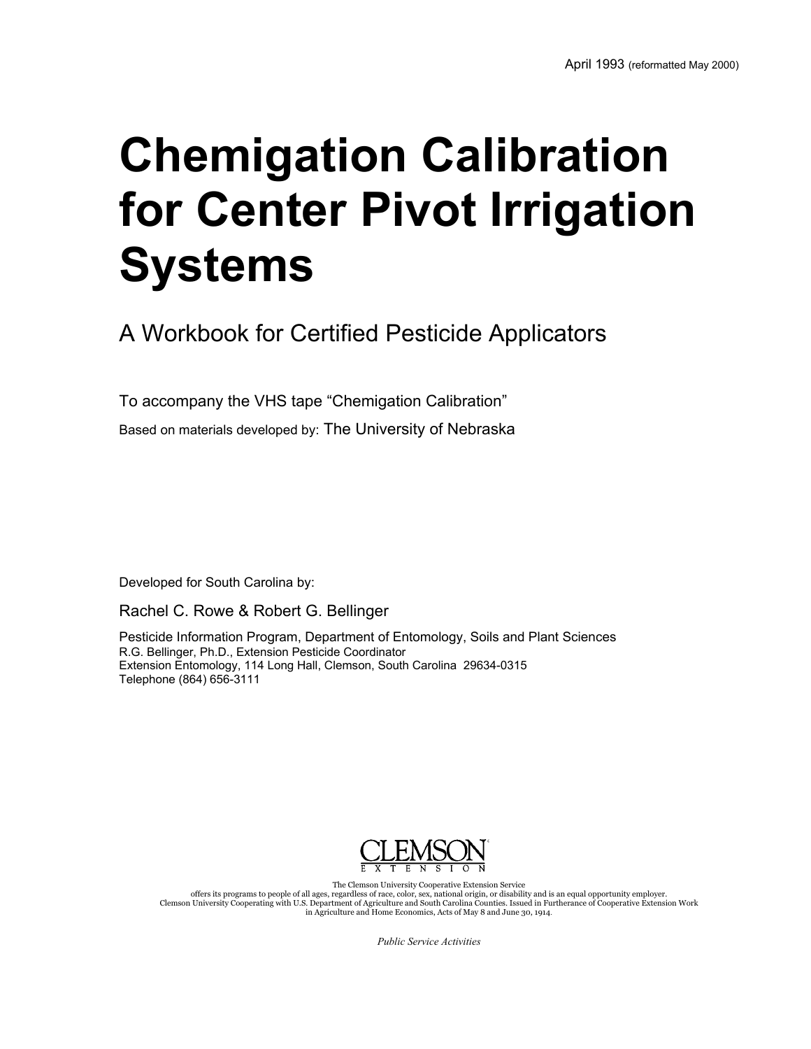April 1993 (reformatted May 2000)

# Chemigation Calibration for Center Pivot Irrigation Systems

## A Workbook for Certified Pesticide Applicators

To accompany the VHS tape “Chemigation Calibration”

Based on materials developed by: The University of Nebraska

Developed for South Carolina by:

Rachel C. Rowe & Robert G. Bellinger

Pesticide Information Program, Department of Entomology, Soils and Plant Sciences
R.G. Bellinger, Ph.D., Extension Pesticide Coordinator
Extension Entomology, 114 Long Hall, Clemson, South Carolina 29634-0315
Telephone (864) 656-3111

CLEMSON EXTENSION

The Clemson University Cooperative Extension Service offers its programs to people of all ages, regardless of race, color, sex, national origin, or disability and is an equal opportunity employer. Clemson University Cooperating with U.S. Department of Agriculture and South Carolina Counties. Issued in Furtherance of Cooperative Extension Work in Agriculture and Home Economics, Acts of May 8 and June 30, 1914.

*Public Service Activities*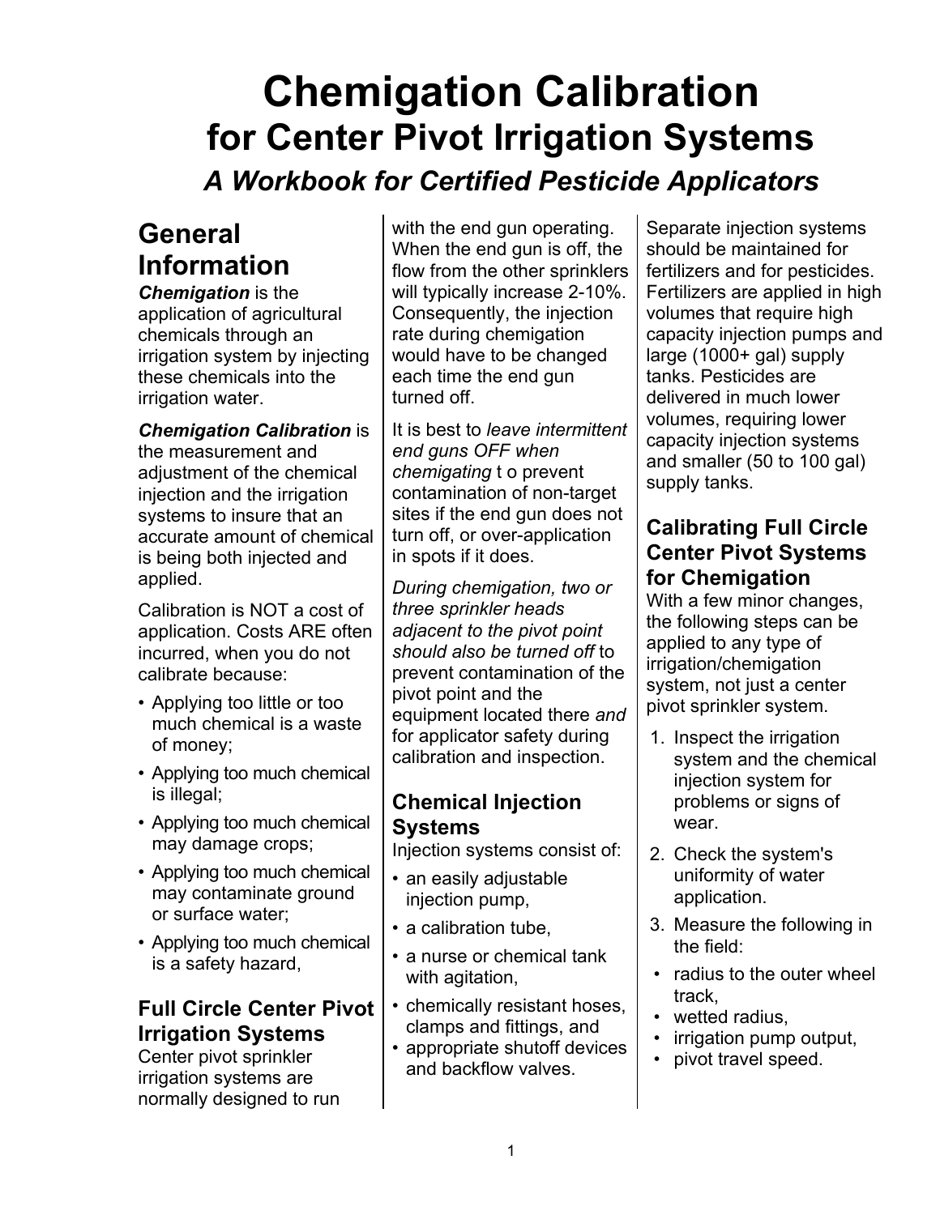# Chemigation Calibration

## for Center Pivot Irrigation Systems

### *A Workbook for Certified Pesticide Applicators*

## General Information

***Chemigation*** is the application of agricultural chemicals through an irrigation system by injecting these chemicals into the irrigation water.

***Chemigation Calibration*** is the measurement and adjustment of the chemical injection and the irrigation systems to insure that an accurate amount of chemical is being both injected and applied.

Calibration is NOT a cost of application. Costs ARE often incurred, when you do not calibrate because:

- Applying too little or too much chemical is a waste of money;
- Applying too much chemical is illegal;
- Applying too much chemical may damage crops;
- Applying too much chemical may contaminate ground or surface water;
- Applying too much chemical is a safety hazard,

### Full Circle Center Pivot Irrigation Systems

Center pivot sprinkler irrigation systems are normally designed to run with the end gun operating. When the end gun is off, the flow from the other sprinklers will typically increase 2-10%. Consequently, the injection rate during chemigation would have to be changed each time the end gun turned off.

It is best to *leave intermittent end guns OFF when chemigating* t o prevent contamination of non-target sites if the end gun does not turn off, or over-application in spots if it does.

*During chemigation, two or three sprinkler heads adjacent to the pivot point should also be turned off* to prevent contamination of the pivot point and the equipment located there *and* for applicator safety during calibration and inspection.

### Chemical Injection Systems

Injection systems consist of:

- an easily adjustable injection pump,
- a calibration tube,
- a nurse or chemical tank with agitation,
- chemically resistant hoses, clamps and fittings, and
- appropriate shutoff devices and backflow valves.

Separate injection systems should be maintained for fertilizers and for pesticides. Fertilizers are applied in high volumes that require high capacity injection pumps and large (1000+ gal) supply tanks. Pesticides are delivered in much lower volumes, requiring lower capacity injection systems and smaller (50 to 100 gal) supply tanks.

### Calibrating Full Circle Center Pivot Systems for Chemigation

With a few minor changes, the following steps can be applied to any type of irrigation/chemigation system, not just a center pivot sprinkler system.

1. Inspect the irrigation system and the chemical injection system for problems or signs of wear.
2. Check the system's uniformity of water application.
3. Measure the following in the field:

- radius to the outer wheel track,
- wetted radius,
- irrigation pump output,
- pivot travel speed.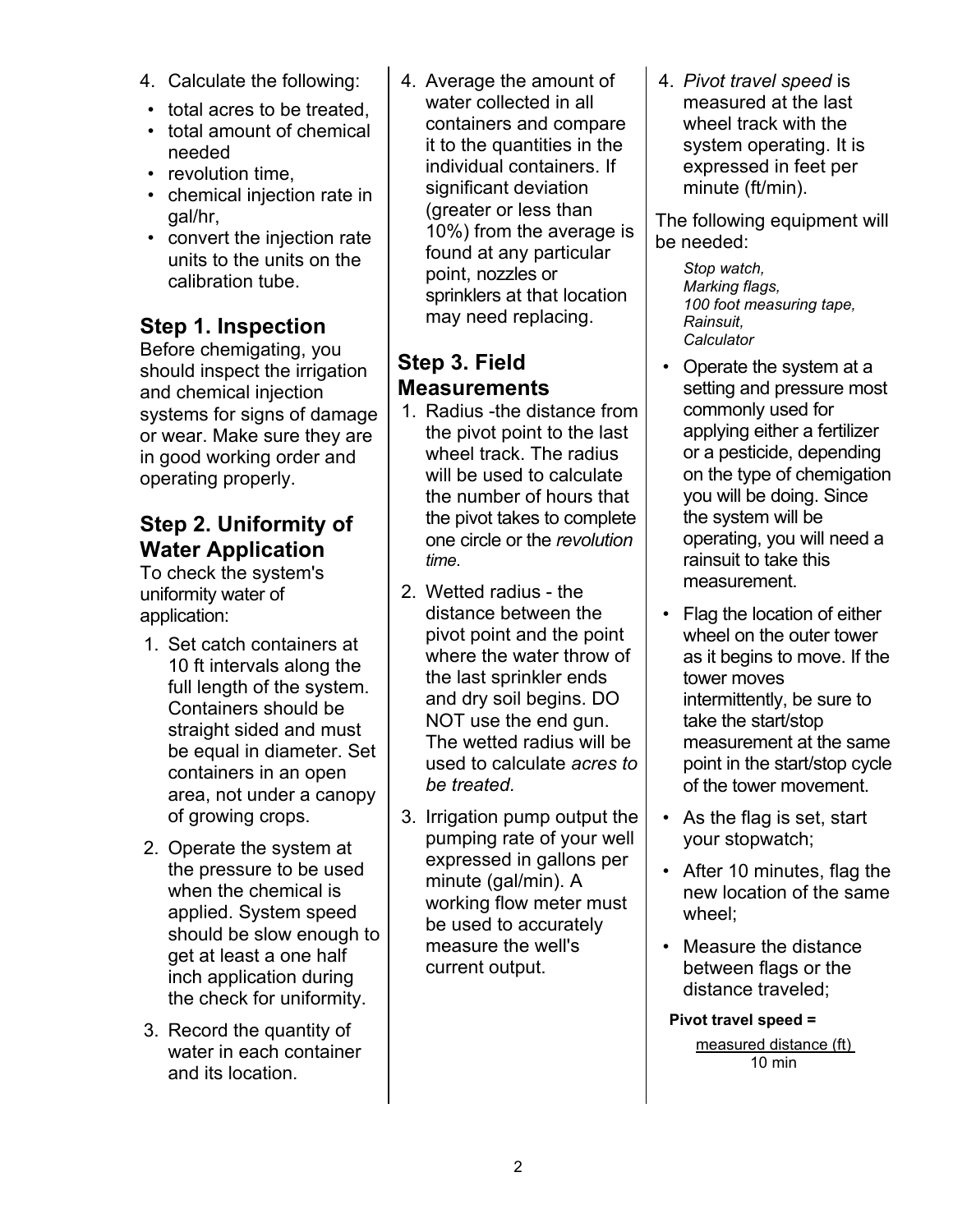4. Calculate the following:
   - total acres to be treated,
   - total amount of chemical needed
   - revolution time,
   - chemical injection rate in gal/hr,
   - convert the injection rate units to the units on the calibration tube.

## Step 1. Inspection

Before chemigating, you should inspect the irrigation and chemical injection systems for signs of damage or wear. Make sure they are in good working order and operating properly.

## Step 2. Uniformity of Water Application

To check the system's uniformity water of application:

1. Set catch containers at 10 ft intervals along the full length of the system. Containers should be straight sided and must be equal in diameter. Set containers in an open area, not under a canopy of growing crops.
2. Operate the system at the pressure to be used when the chemical is applied. System speed should be slow enough to get at least a one half inch application during the check for uniformity.
3. Record the quantity of water in each container and its location.
4. Average the amount of water collected in all containers and compare it to the quantities in the individual containers. If significant deviation (greater or less than 10%) from the average is found at any particular point, nozzles or sprinklers at that location may need replacing.

## Step 3. Field Measurements

1. Radius -the distance from the pivot point to the last wheel track. The radius will be used to calculate the number of hours that the pivot takes to complete one circle or the *revolution time*.
2. Wetted radius - the distance between the pivot point and the point where the water throw of the last sprinkler ends and dry soil begins. DO NOT use the end gun. The wetted radius will be used to calculate *acres to be treated*.
3. Irrigation pump output the pumping rate of your well expressed in gallons per minute (gal/min). A working flow meter must be used to accurately measure the well's current output.
4. *Pivot travel speed* is measured at the last wheel track with the system operating. It is expressed in feet per minute (ft/min).

The following equipment will be needed:

*Stop watch,*
*Marking flags,*
*100 foot measuring tape,*
*Rainsuit,*
*Calculator*

- Operate the system at a setting and pressure most commonly used for applying either a fertilizer or a pesticide, depending on the type of chemigation you will be doing. Since the system will be operating, you will need a rainsuit to take this measurement.
- Flag the location of either wheel on the outer tower as it begins to move. If the tower moves intermittently, be sure to take the start/stop measurement at the same point in the start/stop cycle of the tower movement.
- As the flag is set, start your stopwatch;
- After 10 minutes, flag the new location of the same wheel;
- Measure the distance between flags or the distance traveled;

**Pivot travel speed =**

$$\frac{\text{measured distance (ft)}}{\text{10 min}}$$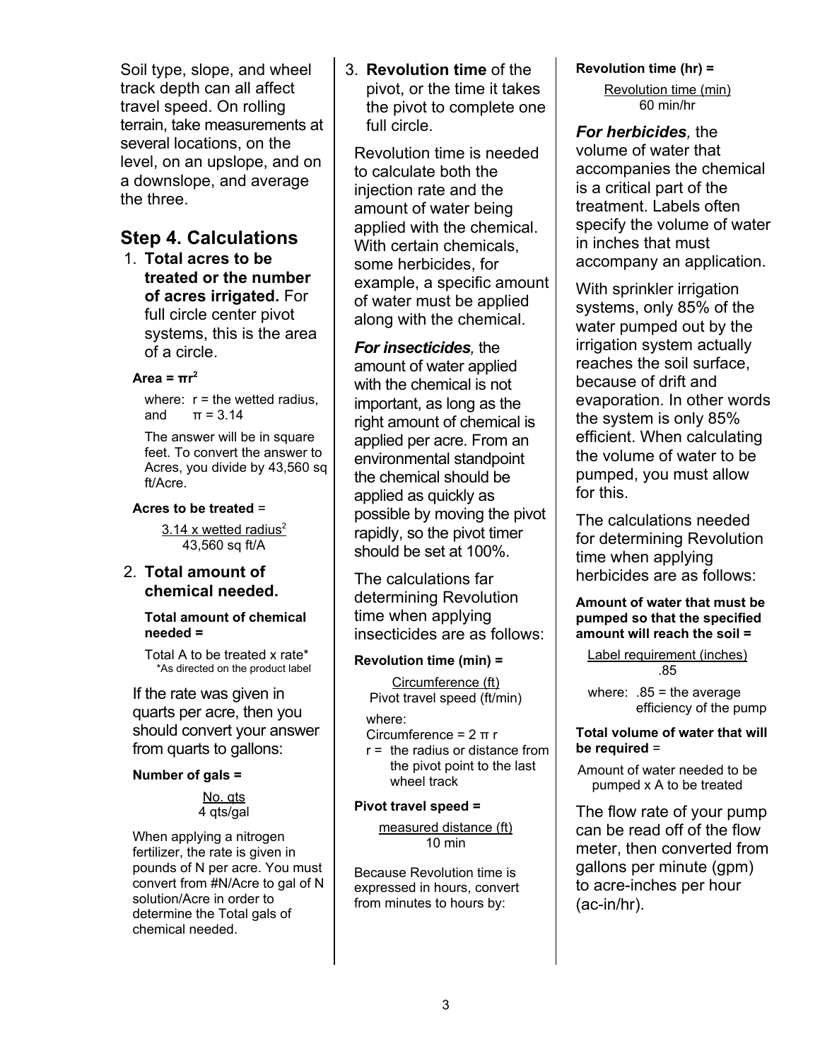Soil type, slope, and wheel track depth can all affect travel speed. On rolling terrain, take measurements at several locations, on the level, on an upslope, and on a downslope, and average the three.

## Step 4. Calculations

1. **Total acres to be treated or the number of acres irrigated.** For full circle center pivot systems, this is the area of a circle.

   **Area = $\pi r^2$**

   where: r = the wetted radius, and $\pi$ = 3.14

   The answer will be in square feet. To convert the answer to Acres, you divide by 43,560 sq ft/Acre.

   **Acres to be treated** =

   $$\frac{3.14 \times \text{wetted radius}^2}{43{,}560 \text{ sq ft/A}}$$

2. **Total amount of chemical needed.**

   **Total amount of chemical needed =**

   Total A to be treated x rate*
   *As directed on the product label

   If the rate was given in quarts per acre, then you should convert your answer from quarts to gallons:

   **Number of gals =**

   $$\frac{\text{No. qts}}{4 \text{ qts/gal}}$$

   When applying a nitrogen fertilizer, the rate is given in pounds of N per acre. You must convert from #N/Acre to gal of N solution/Acre in order to determine the Total gals of chemical needed.

3. **Revolution time** of the pivot, or the time it takes the pivot to complete one full circle.

   Revolution time is needed to calculate both the injection rate and the amount of water being applied with the chemical. With certain chemicals, some herbicides, for example, a specific amount of water must be applied along with the chemical.

   ***For insecticides,*** the amount of water applied with the chemical is not important, as long as the right amount of chemical is applied per acre. From an environmental standpoint the chemical should be applied as quickly as possible by moving the pivot rapidly, so the pivot timer should be set at 100%.

   The calculations far determining Revolution time when applying insecticides are as follows:

   **Revolution time (min) =**

   $$\frac{\text{Circumference (ft)}}{\text{Pivot travel speed (ft/min)}}$$

   where:
   Circumference = $2 \pi r$
   r = the radius or distance from the pivot point to the last wheel track

   **Pivot travel speed =**

   $$\frac{\text{measured distance (ft)}}{10 \text{ min}}$$

   Because Revolution time is expressed in hours, convert from minutes to hours by:

   **Revolution time (hr) =**

   $$\frac{\text{Revolution time (min)}}{60 \text{ min/hr}}$$

   ***For herbicides,*** the volume of water that accompanies the chemical is a critical part of the treatment. Labels often specify the volume of water in inches that must accompany an application.

   With sprinkler irrigation systems, only 85% of the water pumped out by the irrigation system actually reaches the soil surface, because of drift and evaporation. In other words the system is only 85% efficient. When calculating the volume of water to be pumped, you must allow for this.

   The calculations needed for determining Revolution time when applying herbicides are as follows:

   **Amount of water that must be pumped so that the specified amount will reach the soil =**

   $$\frac{\text{Label requirement (inches)}}{.85}$$

   where: .85 = the average efficiency of the pump

   **Total volume of water that will be required** =

   Amount of water needed to be pumped x A to be treated

   The flow rate of your pump can be read off of the flow meter, then converted from gallons per minute (gpm) to acre-inches per hour (ac-in/hr).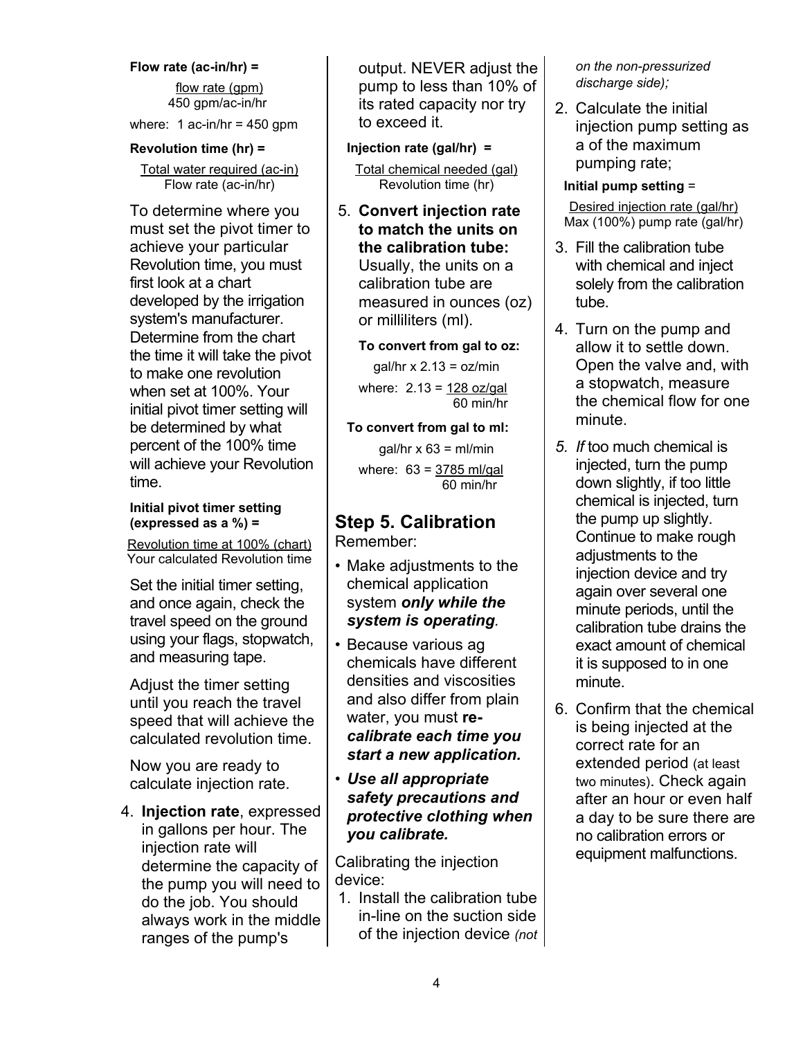**Flow rate (ac-in/hr) =**

$$\text{Flow rate (ac-in/hr)} = \frac{\text{flow rate (gpm)}}{450 \text{ gpm/ac-in/hr}}$$

where: 1 ac-in/hr = 450 gpm

**Revolution time (hr) =**

$$\text{Revolution time (hr)} = \frac{\text{Total water required (ac-in)}}{\text{Flow rate (ac-in/hr)}}$$

To determine where you must set the pivot timer to achieve your particular Revolution time, you must first look at a chart developed by the irrigation system's manufacturer. Determine from the chart the time it will take the pivot to make one revolution when set at 100%. Your initial pivot timer setting will be determined by what percent of the 100% time will achieve your Revolution time.

**Initial pivot timer setting (expressed as a %) =**

$$\frac{\text{Revolution time at 100\% (chart)}}{\text{Your calculated Revolution time}}$$

Set the initial timer setting, and once again, check the travel speed on the ground using your flags, stopwatch, and measuring tape.

Adjust the timer setting until you reach the travel speed that will achieve the calculated revolution time.

Now you are ready to calculate injection rate.

4. **Injection rate**, expressed in gallons per hour. The injection rate will determine the capacity of the pump you will need to do the job. You should always work in the middle ranges of the pump's output. NEVER adjust the pump to less than 10% of its rated capacity nor try to exceed it.

**Injection rate (gal/hr) =**

$$\text{Injection rate (gal/hr)} = \frac{\text{Total chemical needed (gal)}}{\text{Revolution time (hr)}}$$

5. **Convert injection rate to match the units on the calibration tube:** Usually, the units on a calibration tube are measured in ounces (oz) or milliliters (ml).

**To convert from gal to oz:**

gal/hr x 2.13 = oz/min

where: $2.13 = \frac{128 \text{ oz/gal}}{60 \text{ min/hr}}$

**To convert from gal to ml:**

gal/hr x 63 = ml/min

where: $63 = \frac{3785 \text{ ml/gal}}{60 \text{ min/hr}}$

## Step 5. Calibration

Remember:

- Make adjustments to the chemical application system ***only while the system is operating**.*
- Because various ag chemicals have different densities and viscosities and also differ from plain water, you must ***re-calibrate each time you start a new application.***
- ***Use all appropriate safety precautions and protective clothing when you calibrate.***

Calibrating the injection device:

1. Install the calibration tube in-line on the suction side of the injection device *(not on the non-pressurized discharge side);*
2. Calculate the initial injection pump setting as a of the maximum pumping rate;

   **Initial pump setting** =

   $$\frac{\text{Desired injection rate (gal/hr)}}{\text{Max (100\%) pump rate (gal/hr)}}$$

3. Fill the calibration tube with chemical and inject solely from the calibration tube.
4. Turn on the pump and allow it to settle down. Open the valve and, with a stopwatch, measure the chemical flow for one minute.
5. *If* too much chemical is injected, turn the pump down slightly, if too little chemical is injected, turn the pump up slightly. Continue to make rough adjustments to the injection device and try again over several one minute periods, until the calibration tube drains the exact amount of chemical it is supposed to in one minute.
6. Confirm that the chemical is being injected at the correct rate for an extended period (at least two minutes). Check again after an hour or even half a day to be sure there are no calibration errors or equipment malfunctions.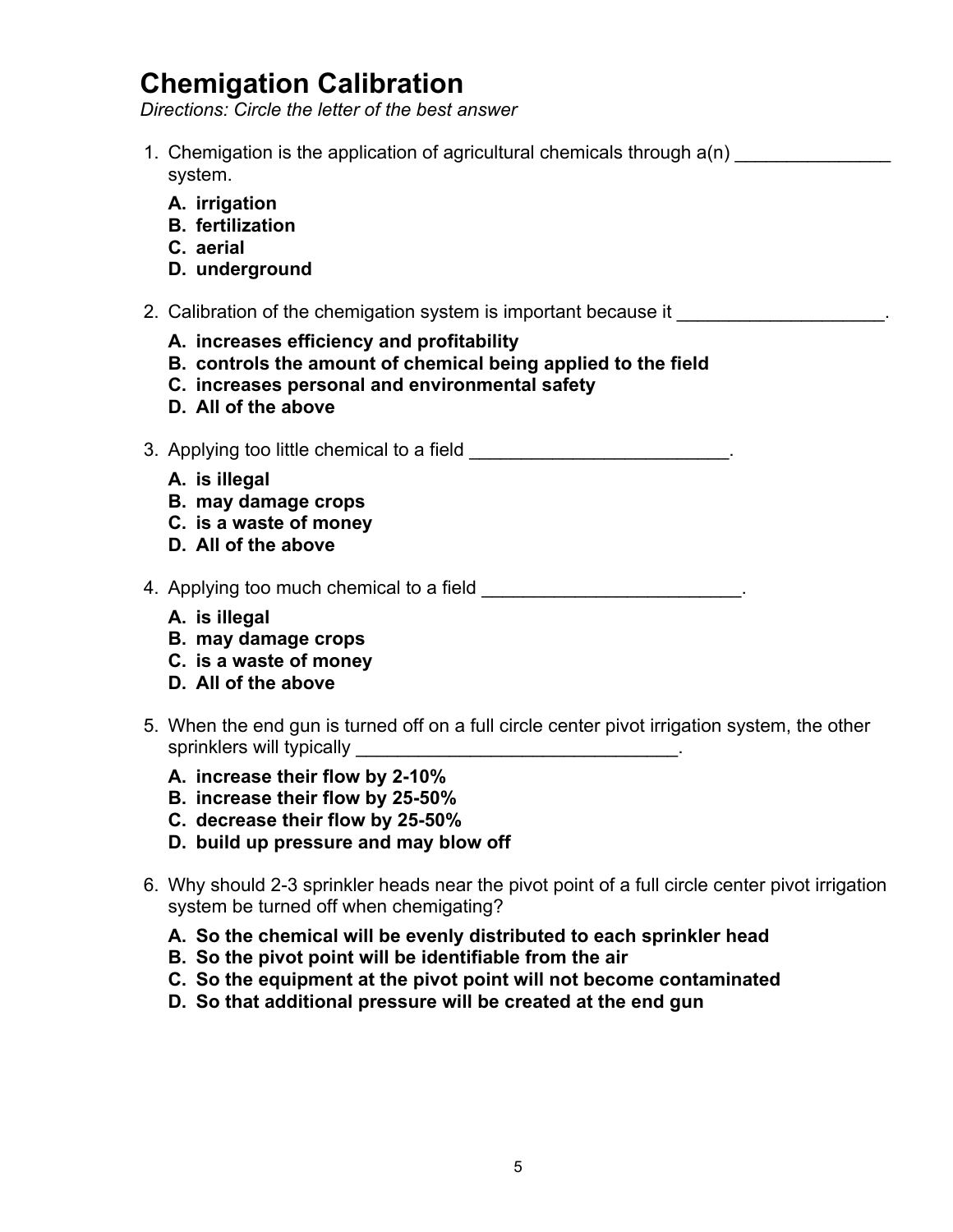# Chemigation Calibration

*Directions: Circle the letter of the best answer*

1. Chemigation is the application of agricultural chemicals through a(n) _______________ system.

   **A. irrigation**
   **B. fertilization**
   **C. aerial**
   **D. underground**

2. Calibration of the chemigation system is important because it ____________________.

   **A. increases efficiency and profitability**
   **B. controls the amount of chemical being applied to the field**
   **C. increases personal and environmental safety**
   **D. All of the above**

3. Applying too little chemical to a field _________________________.

   **A. is illegal**
   **B. may damage crops**
   **C. is a waste of money**
   **D. All of the above**

4. Applying too much chemical to a field _________________________.

   **A. is illegal**
   **B. may damage crops**
   **C. is a waste of money**
   **D. All of the above**

5. When the end gun is turned off on a full circle center pivot irrigation system, the other sprinklers will typically ________________________________.

   **A. increase their flow by 2-10%**
   **B. increase their flow by 25-50%**
   **C. decrease their flow by 25-50%**
   **D. build up pressure and may blow off**

6. Why should 2-3 sprinkler heads near the pivot point of a full circle center pivot irrigation system be turned off when chemigating?

   **A. So the chemical will be evenly distributed to each sprinkler head**
   **B. So the pivot point will be identifiable from the air**
   **C. So the equipment at the pivot point will not become contaminated**
   **D. So that additional pressure will be created at the end gun**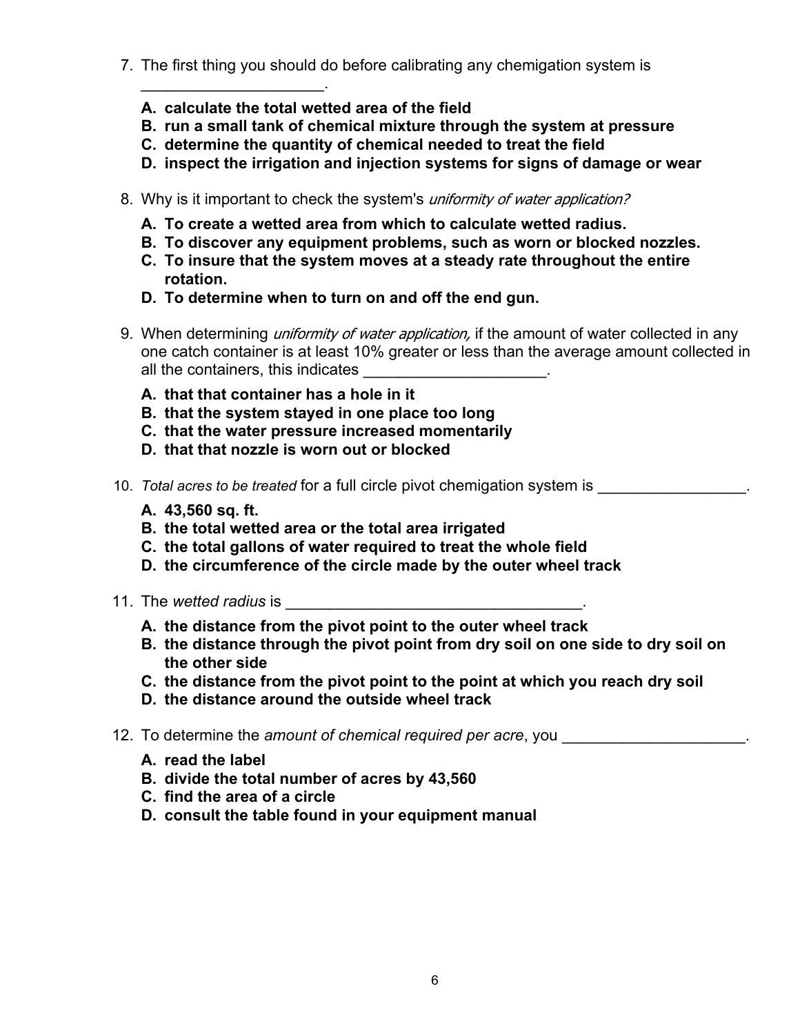7. The first thing you should do before calibrating any chemigation system is _____________________.

   **A. calculate the total wetted area of the field**
   **B. run a small tank of chemical mixture through the system at pressure**
   **C. determine the quantity of chemical needed to treat the field**
   **D. inspect the irrigation and injection systems for signs of damage or wear**

8. Why is it important to check the system's *uniformity of water application?*

   **A. To create a wetted area from which to calculate wetted radius.**
   **B. To discover any equipment problems, such as worn or blocked nozzles.**
   **C. To insure that the system moves at a steady rate throughout the entire rotation.**
   **D. To determine when to turn on and off the end gun.**

9. When determining *uniformity of water application,* if the amount of water collected in any one catch container is at least 10% greater or less than the average amount collected in all the containers, this indicates _____________________.

   **A. that that container has a hole in it**
   **B. that the system stayed in one place too long**
   **C. that the water pressure increased momentarily**
   **D. that that nozzle is worn out or blocked**

10. *Total acres to be treated* for a full circle pivot chemigation system is _________________.

    **A. 43,560 sq. ft.**
    **B. the total wetted area or the total area irrigated**
    **C. the total gallons of water required to treat the whole field**
    **D. the circumference of the circle made by the outer wheel track**

11. The *wetted radius* is __________________________________.

    **A. the distance from the pivot point to the outer wheel track**
    **B. the distance through the pivot point from dry soil on one side to dry soil on the other side**
    **C. the distance from the pivot point to the point at which you reach dry soil**
    **D. the distance around the outside wheel track**

12. To determine the *amount of chemical required per acre*, you _____________________.

    **A. read the label**
    **B. divide the total number of acres by 43,560**
    **C. find the area of a circle**
    **D. consult the table found in your equipment manual**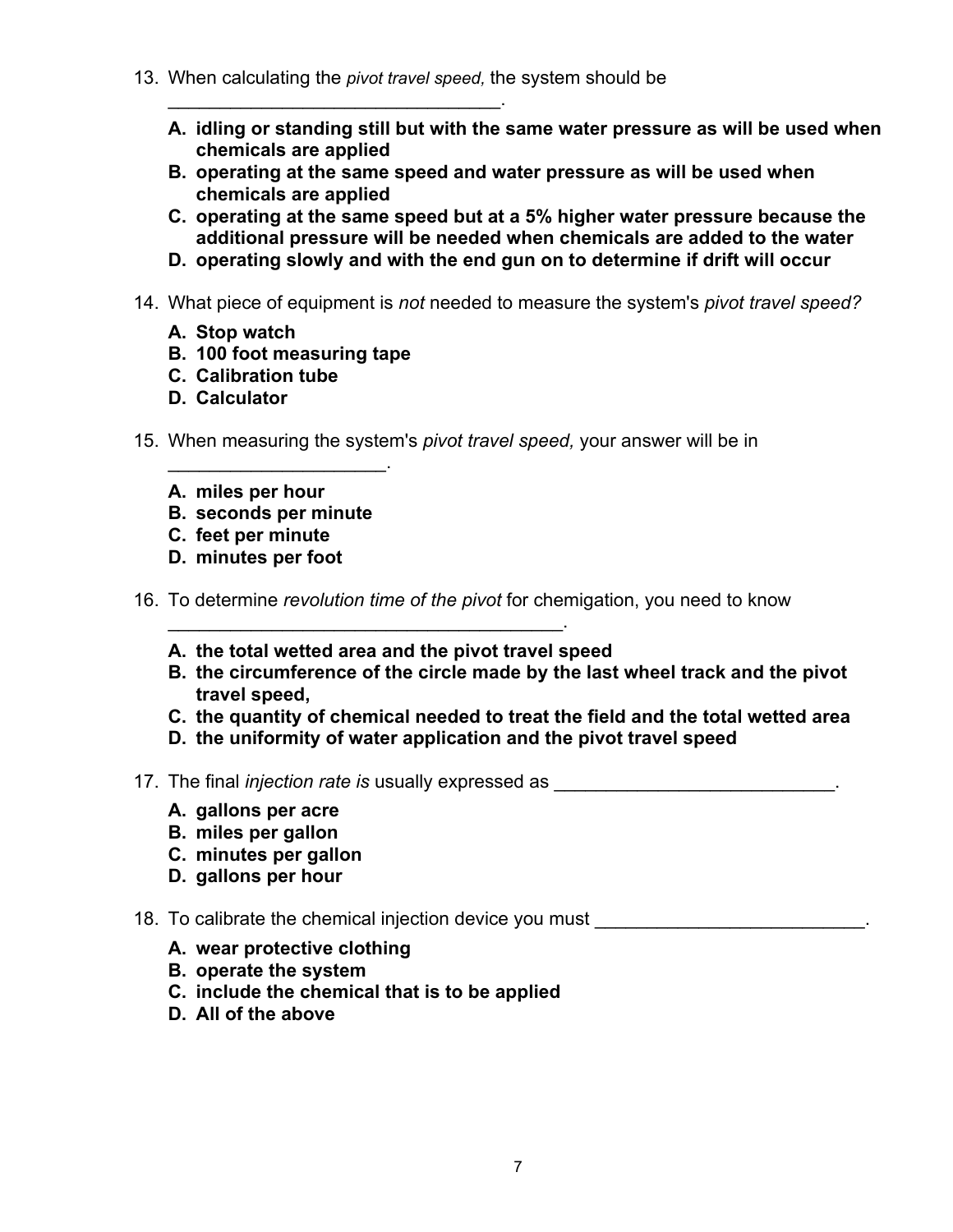13. When calculating the *pivot travel speed,* the system should be _______________________________.

    **A. idling or standing still but with the same water pressure as will be used when chemicals are applied**
    **B. operating at the same speed and water pressure as will be used when chemicals are applied**
    **C. operating at the same speed but at a 5% higher water pressure because the additional pressure will be needed when chemicals are added to the water**
    **D. operating slowly and with the end gun on to determine if drift will occur**

14. What piece of equipment is *not* needed to measure the system's *pivot travel speed?*

    **A. Stop watch**
    **B. 100 foot measuring tape**
    **C. Calibration tube**
    **D. Calculator**

15. When measuring the system's *pivot travel speed,* your answer will be in _____________________.

    **A. miles per hour**
    **B. seconds per minute**
    **C. feet per minute**
    **D. minutes per foot**

16. To determine *revolution time of the pivot* for chemigation, you need to know ______________________________________.

    **A. the total wetted area and the pivot travel speed**
    **B. the circumference of the circle made by the last wheel track and the pivot travel speed,**
    **C. the quantity of chemical needed to treat the field and the total wetted area**
    **D. the uniformity of water application and the pivot travel speed**

17. The final *injection rate is* usually expressed as ___________________________.

    **A. gallons per acre**
    **B. miles per gallon**
    **C. minutes per gallon**
    **D. gallons per hour**

18. To calibrate the chemical injection device you must __________________________.

    **A. wear protective clothing**
    **B. operate the system**
    **C. include the chemical that is to be applied**
    **D. All of the above**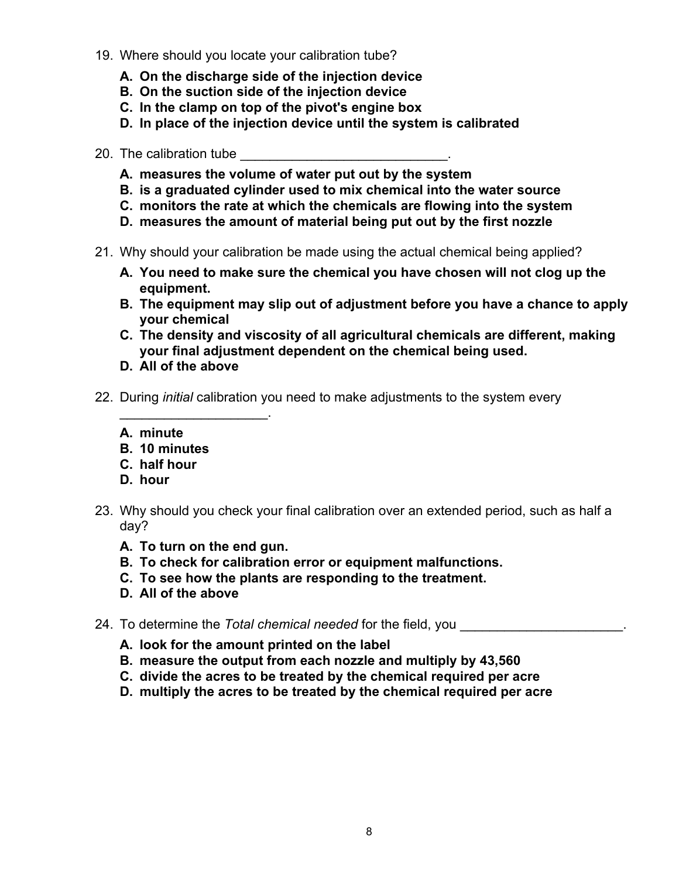19. Where should you locate your calibration tube?

    **A. On the discharge side of the injection device**
    **B. On the suction side of the injection device**
    **C. In the clamp on top of the pivot's engine box**
    **D. In place of the injection device until the system is calibrated**

20. The calibration tube ____________________________.

    **A. measures the volume of water put out by the system**
    **B. is a graduated cylinder used to mix chemical into the water source**
    **C. monitors the rate at which the chemicals are flowing into the system**
    **D. measures the amount of material being put out by the first nozzle**

21. Why should your calibration be made using the actual chemical being applied?

    **A. You need to make sure the chemical you have chosen will not clog up the equipment.**
    **B. The equipment may slip out of adjustment before you have a chance to apply your chemical**
    **C. The density and viscosity of all agricultural chemicals are different, making your final adjustment dependent on the chemical being used.**
    **D. All of the above**

22. During *initial* calibration you need to make adjustments to the system every ____________________.

    **A. minute**
    **B. 10 minutes**
    **C. half hour**
    **D. hour**

23. Why should you check your final calibration over an extended period, such as half a day?

    **A. To turn on the end gun.**
    **B. To check for calibration error or equipment malfunctions.**
    **C. To see how the plants are responding to the treatment.**
    **D. All of the above**

24. To determine the *Total chemical needed* for the field, you ______________________.

    **A. look for the amount printed on the label**
    **B. measure the output from each nozzle and multiply by 43,560**
    **C. divide the acres to be treated by the chemical required per acre**
    **D. multiply the acres to be treated by the chemical required per acre**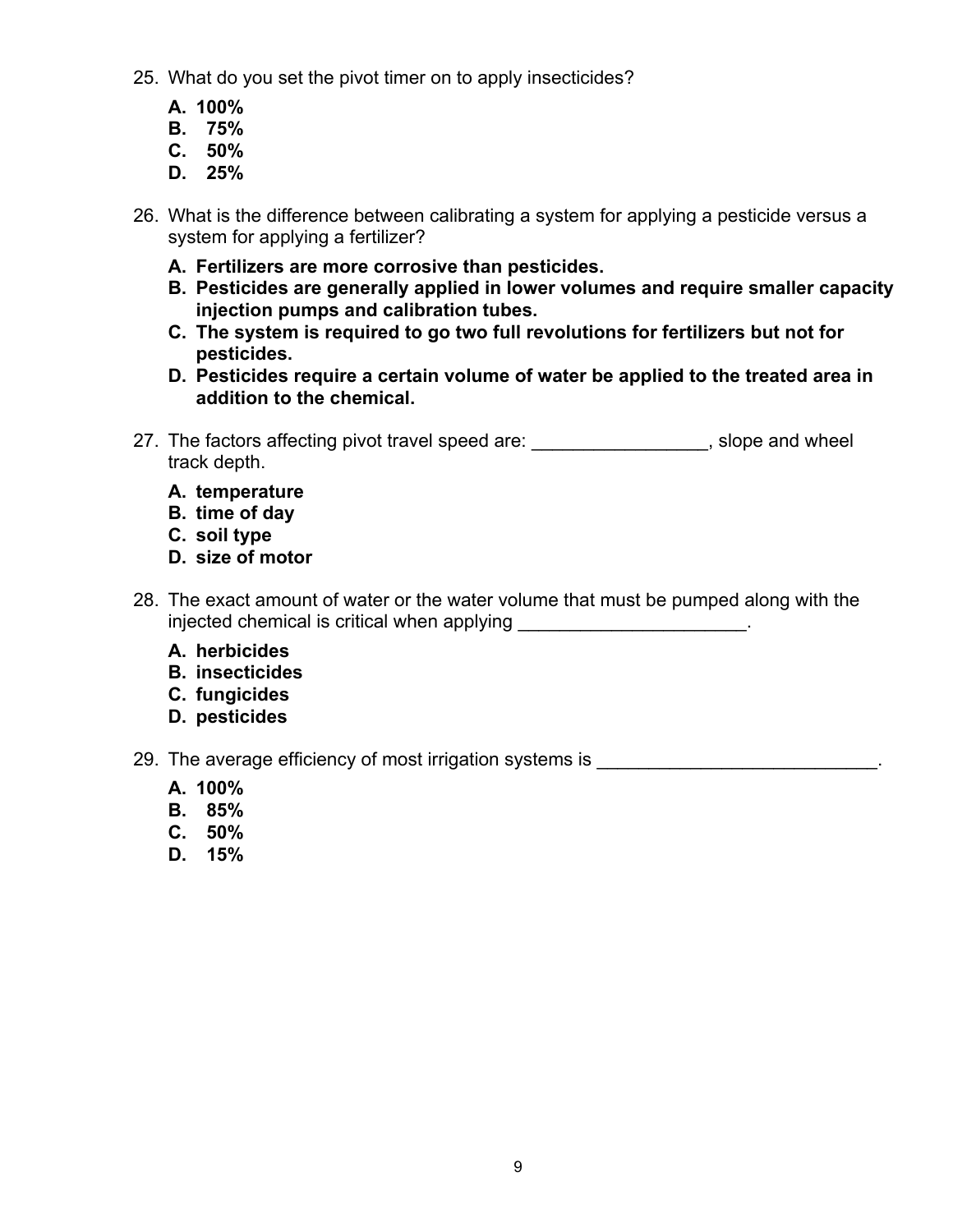25. What do you set the pivot timer on to apply insecticides?

    **A. 100%**
    **B. 75%**
    **C. 50%**
    **D. 25%**

26. What is the difference between calibrating a system for applying a pesticide versus a system for applying a fertilizer?

    **A. Fertilizers are more corrosive than pesticides.**
    **B. Pesticides are generally applied in lower volumes and require smaller capacity injection pumps and calibration tubes.**
    **C. The system is required to go two full revolutions for fertilizers but not for pesticides.**
    **D. Pesticides require a certain volume of water be applied to the treated area in addition to the chemical.**

27. The factors affecting pivot travel speed are: _________________, slope and wheel track depth.

    **A. temperature**
    **B. time of day**
    **C. soil type**
    **D. size of motor**

28. The exact amount of water or the water volume that must be pumped along with the injected chemical is critical when applying ______________________.

    **A. herbicides**
    **B. insecticides**
    **C. fungicides**
    **D. pesticides**

29. The average efficiency of most irrigation systems is ___________________________.

    **A. 100%**
    **B. 85%**
    **C. 50%**
    **D. 15%**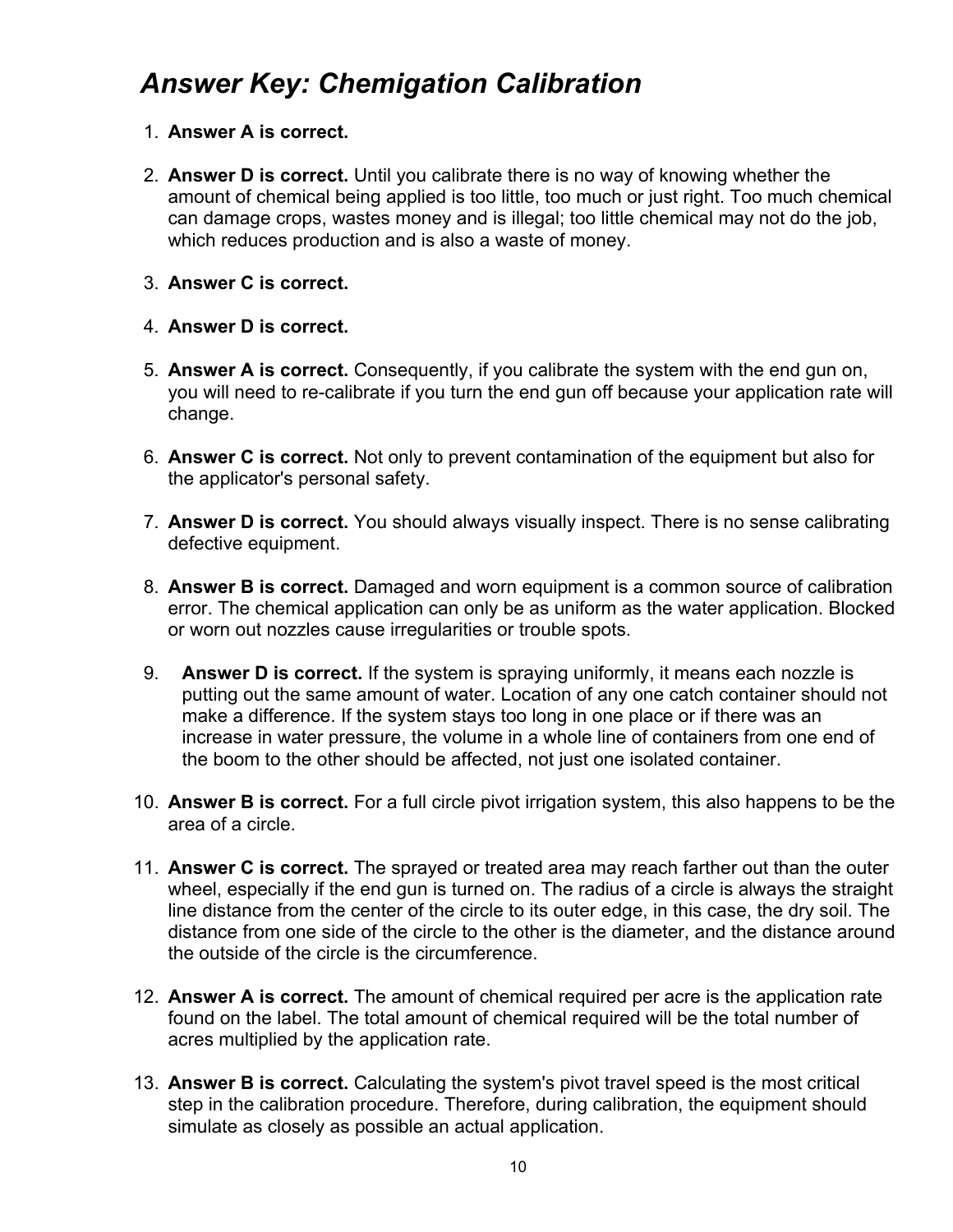# *Answer Key: Chemigation Calibration*

1. **Answer A is correct.**

2. **Answer D is correct.** Until you calibrate there is no way of knowing whether the amount of chemical being applied is too little, too much or just right. Too much chemical can damage crops, wastes money and is illegal; too little chemical may not do the job, which reduces production and is also a waste of money.

3. **Answer C is correct.**

4. **Answer D is correct.**

5. **Answer A is correct.** Consequently, if you calibrate the system with the end gun on, you will need to re-calibrate if you turn the end gun off because your application rate will change.

6. **Answer C is correct.** Not only to prevent contamination of the equipment but also for the applicator's personal safety.

7. **Answer D is correct.** You should always visually inspect. There is no sense calibrating defective equipment.

8. **Answer B is correct.** Damaged and worn equipment is a common source of calibration error. The chemical application can only be as uniform as the water application. Blocked or worn out nozzles cause irregularities or trouble spots.

9. **Answer D is correct.** If the system is spraying uniformly, it means each nozzle is putting out the same amount of water. Location of any one catch container should not make a difference. If the system stays too long in one place or if there was an increase in water pressure, the volume in a whole line of containers from one end of the boom to the other should be affected, not just one isolated container.

10. **Answer B is correct.** For a full circle pivot irrigation system, this also happens to be the area of a circle.

11. **Answer C is correct.** The sprayed or treated area may reach farther out than the outer wheel, especially if the end gun is turned on. The radius of a circle is always the straight line distance from the center of the circle to its outer edge, in this case, the dry soil. The distance from one side of the circle to the other is the diameter, and the distance around the outside of the circle is the circumference.

12. **Answer A is correct.** The amount of chemical required per acre is the application rate found on the label. The total amount of chemical required will be the total number of acres multiplied by the application rate.

13. **Answer B is correct.** Calculating the system's pivot travel speed is the most critical step in the calibration procedure. Therefore, during calibration, the equipment should simulate as closely as possible an actual application.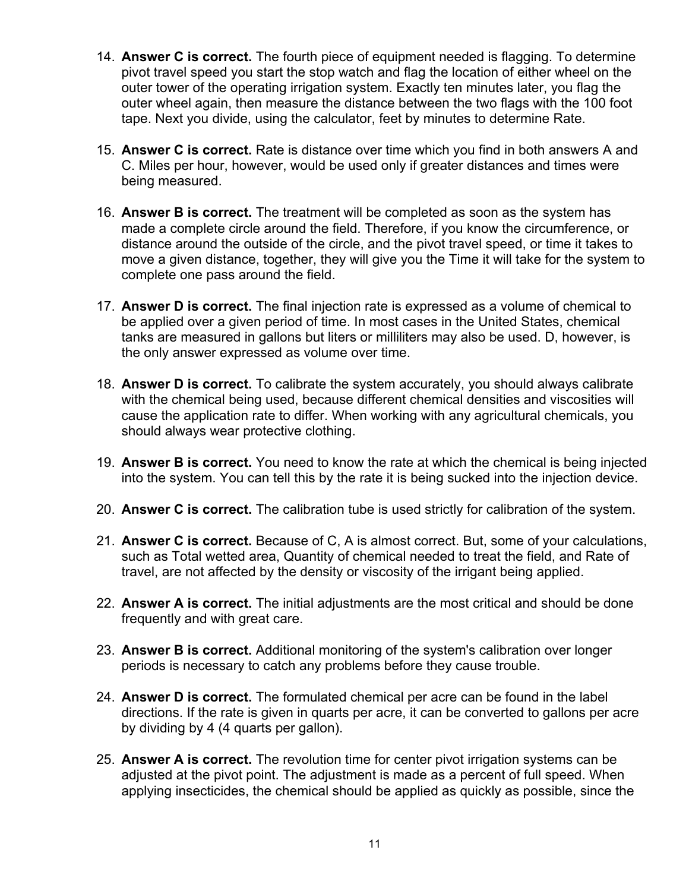14. **Answer C is correct.** The fourth piece of equipment needed is flagging. To determine pivot travel speed you start the stop watch and flag the location of either wheel on the outer tower of the operating irrigation system. Exactly ten minutes later, you flag the outer wheel again, then measure the distance between the two flags with the 100 foot tape. Next you divide, using the calculator, feet by minutes to determine Rate.

15. **Answer C is correct.** Rate is distance over time which you find in both answers A and C. Miles per hour, however, would be used only if greater distances and times were being measured.

16. **Answer B is correct.** The treatment will be completed as soon as the system has made a complete circle around the field. Therefore, if you know the circumference, or distance around the outside of the circle, and the pivot travel speed, or time it takes to move a given distance, together, they will give you the Time it will take for the system to complete one pass around the field.

17. **Answer D is correct.** The final injection rate is expressed as a volume of chemical to be applied over a given period of time. In most cases in the United States, chemical tanks are measured in gallons but liters or milliliters may also be used. D, however, is the only answer expressed as volume over time.

18. **Answer D is correct.** To calibrate the system accurately, you should always calibrate with the chemical being used, because different chemical densities and viscosities will cause the application rate to differ. When working with any agricultural chemicals, you should always wear protective clothing.

19. **Answer B is correct.** You need to know the rate at which the chemical is being injected into the system. You can tell this by the rate it is being sucked into the injection device.

20. **Answer C is correct.** The calibration tube is used strictly for calibration of the system.

21. **Answer C is correct.** Because of C, A is almost correct. But, some of your calculations, such as Total wetted area, Quantity of chemical needed to treat the field, and Rate of travel, are not affected by the density or viscosity of the irrigant being applied.

22. **Answer A is correct.** The initial adjustments are the most critical and should be done frequently and with great care.

23. **Answer B is correct.** Additional monitoring of the system's calibration over longer periods is necessary to catch any problems before they cause trouble.

24. **Answer D is correct.** The formulated chemical per acre can be found in the label directions. If the rate is given in quarts per acre, it can be converted to gallons per acre by dividing by 4 (4 quarts per gallon).

25. **Answer A is correct.** The revolution time for center pivot irrigation systems can be adjusted at the pivot point. The adjustment is made as a percent of full speed. When applying insecticides, the chemical should be applied as quickly as possible, since the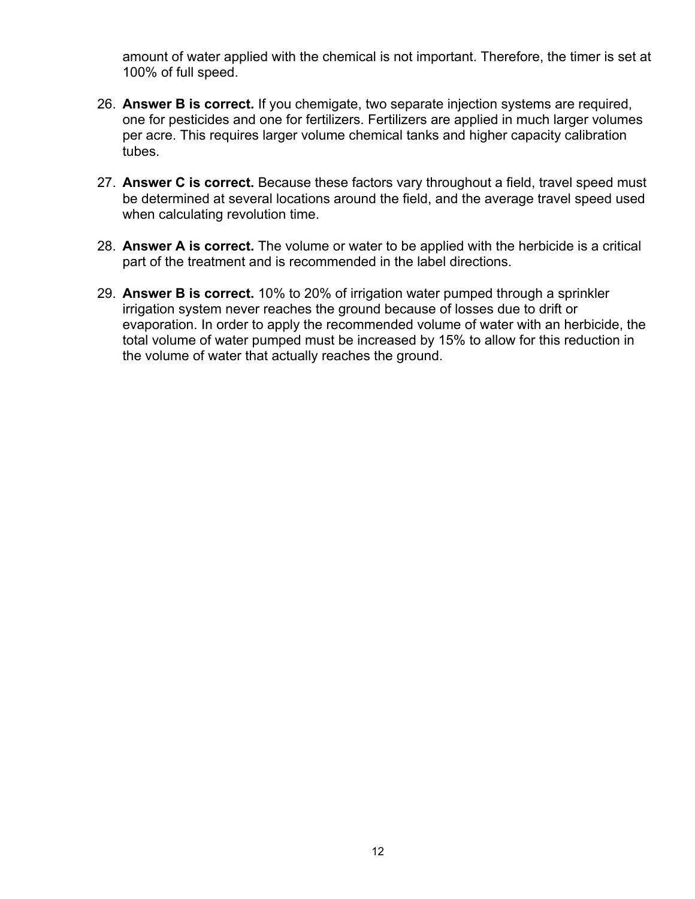amount of water applied with the chemical is not important. Therefore, the timer is set at 100% of full speed.

26. **Answer B is correct.** If you chemigate, two separate injection systems are required, one for pesticides and one for fertilizers. Fertilizers are applied in much larger volumes per acre. This requires larger volume chemical tanks and higher capacity calibration tubes.

27. **Answer C is correct.** Because these factors vary throughout a field, travel speed must be determined at several locations around the field, and the average travel speed used when calculating revolution time.

28. **Answer A is correct.** The volume or water to be applied with the herbicide is a critical part of the treatment and is recommended in the label directions.

29. **Answer B is correct.** 10% to 20% of irrigation water pumped through a sprinkler irrigation system never reaches the ground because of losses due to drift or evaporation. In order to apply the recommended volume of water with an herbicide, the total volume of water pumped must be increased by 15% to allow for this reduction in the volume of water that actually reaches the ground.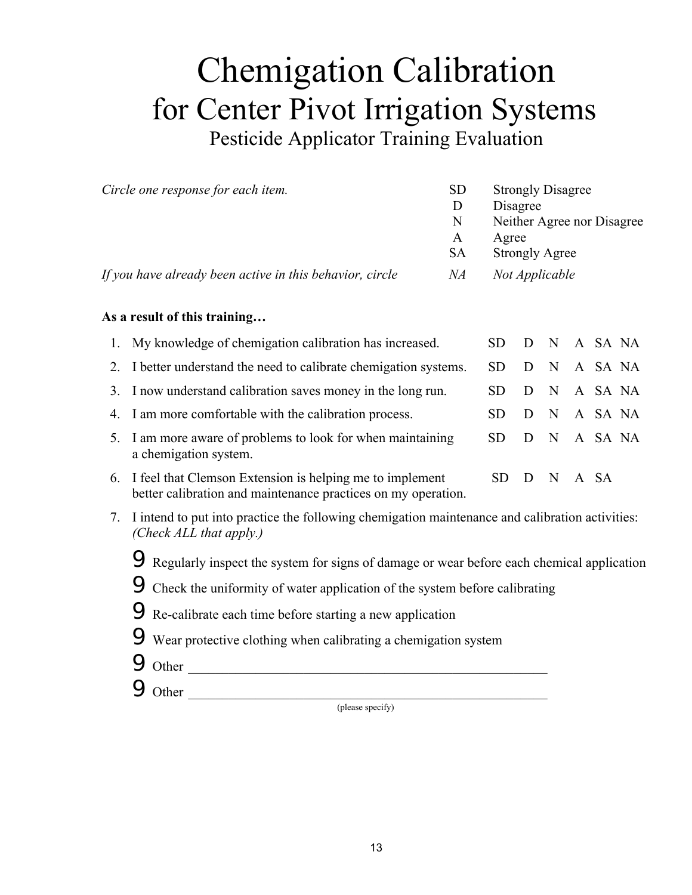# Chemigation Calibration

## for Center Pivot Irrigation Systems

### Pesticide Applicator Training Evaluation

| *Circle one response for each item.* | SD | Strongly Disagree |
|---|---|---|
| | D | Disagree |
| | N | Neither Agree nor Disagree |
| | A | Agree |
| | SA | Strongly Agree |
| *If you have already been active in this behavior, circle* | *NA* | *Not Applicable* |

**As a result of this training…**

| | Item | | | | | | |
|---|---|---|---|---|---|---|---|
| 1. | My knowledge of chemigation calibration has increased. | SD | D | N | A | SA | NA |
| 2. | I better understand the need to calibrate chemigation systems. | SD | D | N | A | SA | NA |
| 3. | I now understand calibration saves money in the long run. | SD | D | N | A | SA | NA |
| 4. | I am more comfortable with the calibration process. | SD | D | N | A | SA | NA |
| 5. | I am more aware of problems to look for when maintaining a chemigation system. | SD | D | N | A | SA | NA |
| 6. | I feel that Clemson Extension is helping me to implement better calibration and maintenance practices on my operation. | SD | D | N | A | SA | |

7. I intend to put into practice the following chemigation maintenance and calibration activities: *(Check ALL that apply.)*

   - ☐ Regularly inspect the system for signs of damage or wear before each chemical application
   - ☐ Check the uniformity of water application of the system before calibrating
   - ☐ Re-calibrate each time before starting a new application
   - ☐ Wear protective clothing when calibrating a chemigation system
   - ☐ Other \_\_\_\_\_\_\_\_\_\_\_\_\_\_\_\_\_\_\_\_\_\_\_\_\_\_\_\_\_\_\_\_\_\_\_\_\_\_\_\_\_\_\_\_
   - ☐ Other \_\_\_\_\_\_\_\_\_\_\_\_\_\_\_\_\_\_\_\_\_\_\_\_\_\_\_\_\_\_\_\_\_\_\_\_\_\_\_\_\_\_\_\_

     (please specify)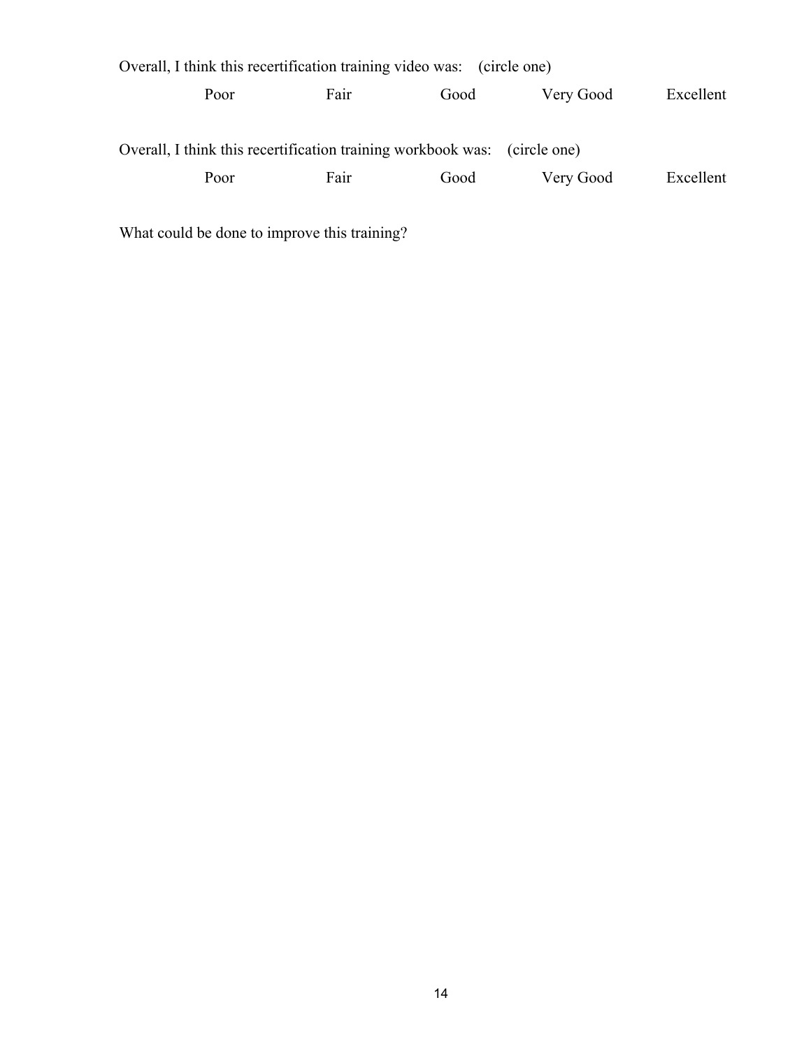Overall, I think this recertification training video was: (circle one)

Poor Fair Good Very Good Excellent

Overall, I think this recertification training workbook was: (circle one)

Poor Fair Good Very Good Excellent

What could be done to improve this training?